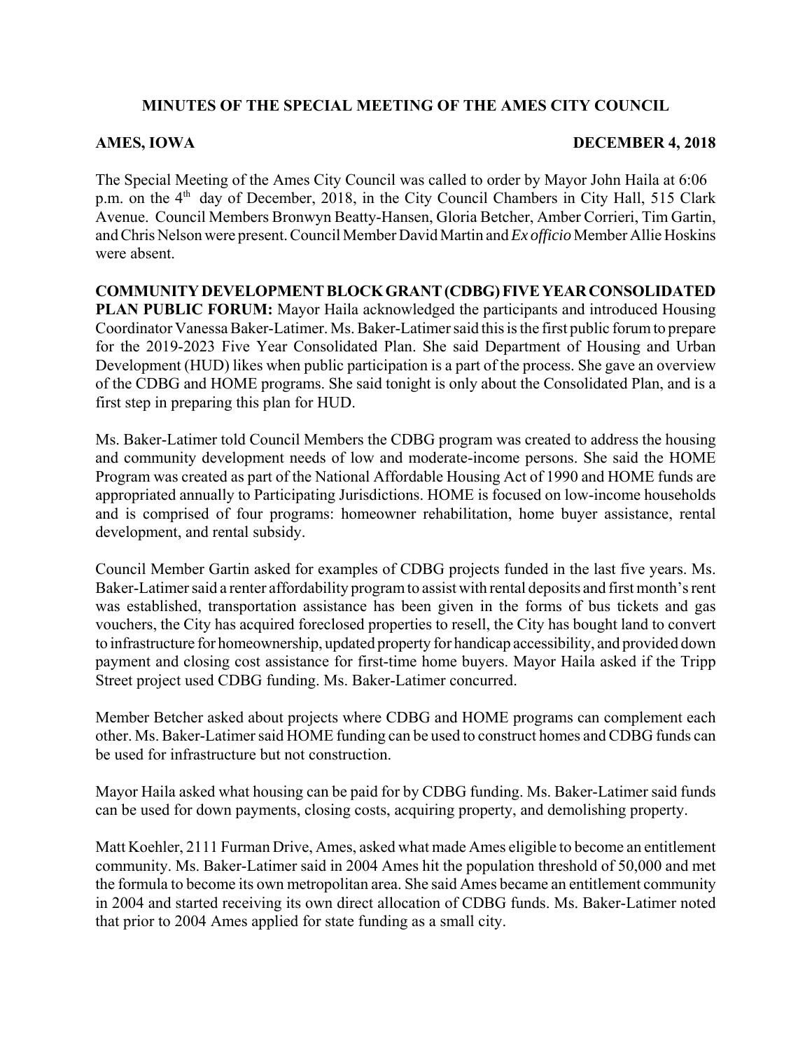**MINUTES OF THE SPECIAL MEETING OF THE AMES CITY COUNCIL**

**AMES, IOWA** **DECEMBER 4, 2018**

The Special Meeting of the Ames City Council was called to order by Mayor John Haila at 6:06 p.m. on the 4th day of December, 2018, in the City Council Chambers in City Hall, 515 Clark Avenue. Council Members Bronwyn Beatty-Hansen, Gloria Betcher, Amber Corrieri, Tim Gartin, and Chris Nelson were present. Council Member David Martin and *Ex officio* Member Allie Hoskins were absent.

**COMMUNITY DEVELOPMENT BLOCK GRANT (CDBG) FIVE YEAR CONSOLIDATED PLAN PUBLIC FORUM:** Mayor Haila acknowledged the participants and introduced Housing Coordinator Vanessa Baker-Latimer. Ms. Baker-Latimer said this is the first public forum to prepare for the 2019-2023 Five Year Consolidated Plan. She said Department of Housing and Urban Development (HUD) likes when public participation is a part of the process. She gave an overview of the CDBG and HOME programs. She said tonight is only about the Consolidated Plan, and is a first step in preparing this plan for HUD.

Ms. Baker-Latimer told Council Members the CDBG program was created to address the housing and community development needs of low and moderate-income persons. She said the HOME Program was created as part of the National Affordable Housing Act of 1990 and HOME funds are appropriated annually to Participating Jurisdictions. HOME is focused on low-income households and is comprised of four programs: homeowner rehabilitation, home buyer assistance, rental development, and rental subsidy.

Council Member Gartin asked for examples of CDBG projects funded in the last five years. Ms. Baker-Latimer said a renter affordability program to assist with rental deposits and first month's rent was established, transportation assistance has been given in the forms of bus tickets and gas vouchers, the City has acquired foreclosed properties to resell, the City has bought land to convert to infrastructure for homeownership, updated property for handicap accessibility, and provided down payment and closing cost assistance for first-time home buyers. Mayor Haila asked if the Tripp Street project used CDBG funding. Ms. Baker-Latimer concurred.

Member Betcher asked about projects where CDBG and HOME programs can complement each other. Ms. Baker-Latimer said HOME funding can be used to construct homes and CDBG funds can be used for infrastructure but not construction.

Mayor Haila asked what housing can be paid for by CDBG funding. Ms. Baker-Latimer said funds can be used for down payments, closing costs, acquiring property, and demolishing property.

Matt Koehler, 2111 Furman Drive, Ames, asked what made Ames eligible to become an entitlement community. Ms. Baker-Latimer said in 2004 Ames hit the population threshold of 50,000 and met the formula to become its own metropolitan area. She said Ames became an entitlement community in 2004 and started receiving its own direct allocation of CDBG funds. Ms. Baker-Latimer noted that prior to 2004 Ames applied for state funding as a small city.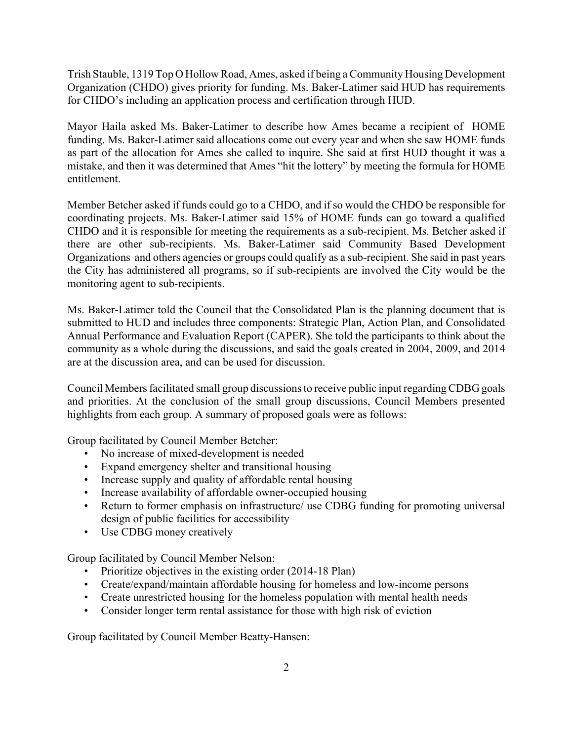Trish Stauble, 1319 Top O Hollow Road, Ames, asked if being a Community Housing Development Organization (CHDO) gives priority for funding. Ms. Baker-Latimer said HUD has requirements for CHDO's including an application process and certification through HUD.

Mayor Haila asked Ms. Baker-Latimer to describe how Ames became a recipient of HOME funding. Ms. Baker-Latimer said allocations come out every year and when she saw HOME funds as part of the allocation for Ames she called to inquire. She said at first HUD thought it was a mistake, and then it was determined that Ames "hit the lottery" by meeting the formula for HOME entitlement.

Member Betcher asked if funds could go to a CHDO, and if so would the CHDO be responsible for coordinating projects. Ms. Baker-Latimer said 15% of HOME funds can go toward a qualified CHDO and it is responsible for meeting the requirements as a sub-recipient. Ms. Betcher asked if there are other sub-recipients. Ms. Baker-Latimer said Community Based Development Organizations and others agencies or groups could qualify as a sub-recipient. She said in past years the City has administered all programs, so if sub-recipients are involved the City would be the monitoring agent to sub-recipients.

Ms. Baker-Latimer told the Council that the Consolidated Plan is the planning document that is submitted to HUD and includes three components: Strategic Plan, Action Plan, and Consolidated Annual Performance and Evaluation Report (CAPER). She told the participants to think about the community as a whole during the discussions, and said the goals created in 2004, 2009, and 2014 are at the discussion area, and can be used for discussion.

Council Members facilitated small group discussions to receive public input regarding CDBG goals and priorities. At the conclusion of the small group discussions, Council Members presented highlights from each group. A summary of proposed goals were as follows:

Group facilitated by Council Member Betcher:

- No increase of mixed-development is needed
- Expand emergency shelter and transitional housing
- Increase supply and quality of affordable rental housing
- Increase availability of affordable owner-occupied housing
- Return to former emphasis on infrastructure/ use CDBG funding for promoting universal design of public facilities for accessibility
- Use CDBG money creatively

Group facilitated by Council Member Nelson:

- Prioritize objectives in the existing order (2014-18 Plan)
- Create/expand/maintain affordable housing for homeless and low-income persons
- Create unrestricted housing for the homeless population with mental health needs
- Consider longer term rental assistance for those with high risk of eviction

Group facilitated by Council Member Beatty-Hansen: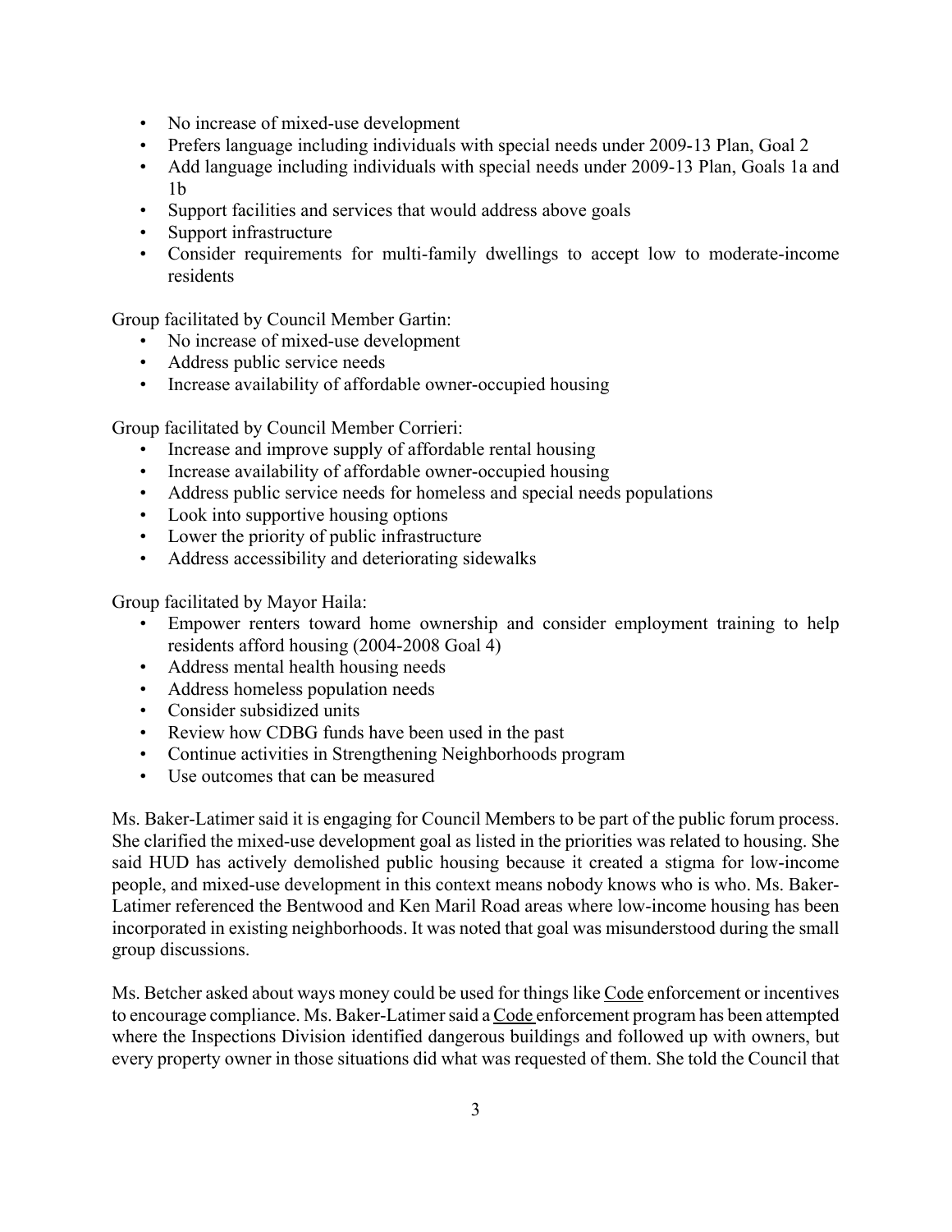- No increase of mixed-use development
- Prefers language including individuals with special needs under 2009-13 Plan, Goal 2
- Add language including individuals with special needs under 2009-13 Plan, Goals 1a and 1b
- Support facilities and services that would address above goals
- Support infrastructure
- Consider requirements for multi-family dwellings to accept low to moderate-income residents

Group facilitated by Council Member Gartin:

- No increase of mixed-use development
- Address public service needs
- Increase availability of affordable owner-occupied housing

Group facilitated by Council Member Corrieri:

- Increase and improve supply of affordable rental housing
- Increase availability of affordable owner-occupied housing
- Address public service needs for homeless and special needs populations
- Look into supportive housing options
- Lower the priority of public infrastructure
- Address accessibility and deteriorating sidewalks

Group facilitated by Mayor Haila:

- Empower renters toward home ownership and consider employment training to help residents afford housing (2004-2008 Goal 4)
- Address mental health housing needs
- Address homeless population needs
- Consider subsidized units
- Review how CDBG funds have been used in the past
- Continue activities in Strengthening Neighborhoods program
- Use outcomes that can be measured

Ms. Baker-Latimer said it is engaging for Council Members to be part of the public forum process. She clarified the mixed-use development goal as listed in the priorities was related to housing. She said HUD has actively demolished public housing because it created a stigma for low-income people, and mixed-use development in this context means nobody knows who is who. Ms. Baker-Latimer referenced the Bentwood and Ken Maril Road areas where low-income housing has been incorporated in existing neighborhoods. It was noted that goal was misunderstood during the small group discussions.

Ms. Betcher asked about ways money could be used for things like Code enforcement or incentives to encourage compliance. Ms. Baker-Latimer said a Code enforcement program has been attempted where the Inspections Division identified dangerous buildings and followed up with owners, but every property owner in those situations did what was requested of them. She told the Council that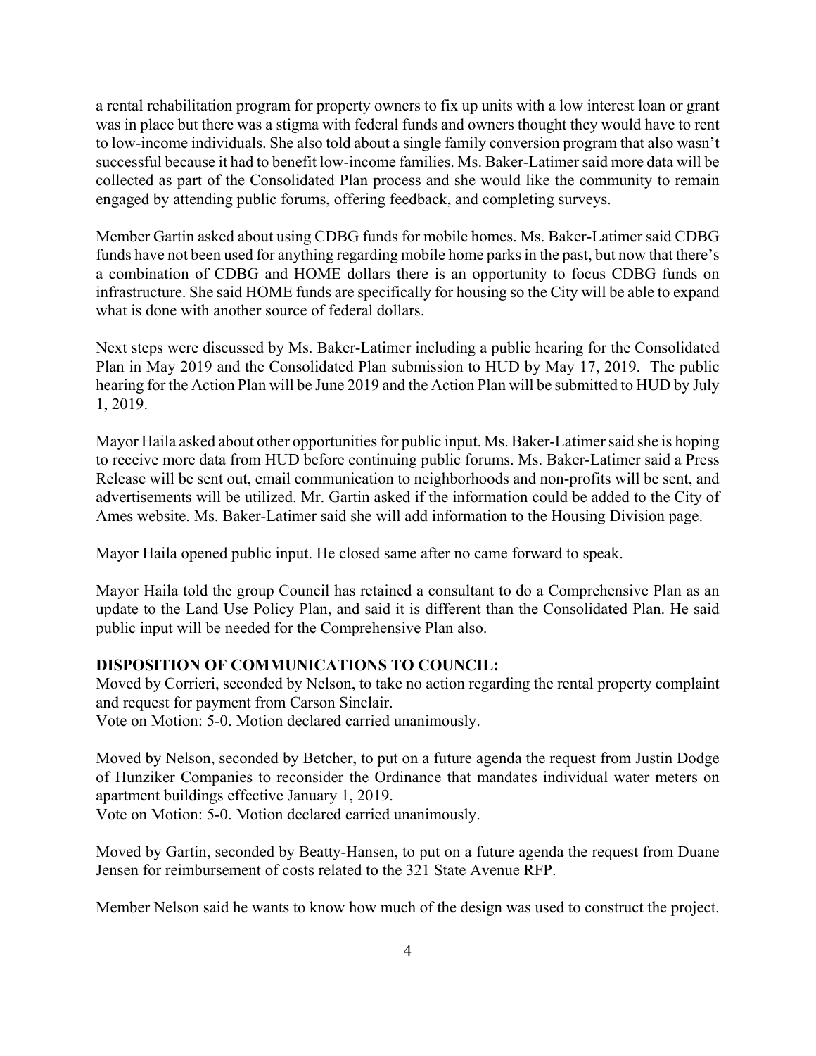a rental rehabilitation program for property owners to fix up units with a low interest loan or grant was in place but there was a stigma with federal funds and owners thought they would have to rent to low-income individuals. She also told about a single family conversion program that also wasn't successful because it had to benefit low-income families. Ms. Baker-Latimer said more data will be collected as part of the Consolidated Plan process and she would like the community to remain engaged by attending public forums, offering feedback, and completing surveys.

Member Gartin asked about using CDBG funds for mobile homes. Ms. Baker-Latimer said CDBG funds have not been used for anything regarding mobile home parks in the past, but now that there's a combination of CDBG and HOME dollars there is an opportunity to focus CDBG funds on infrastructure. She said HOME funds are specifically for housing so the City will be able to expand what is done with another source of federal dollars.

Next steps were discussed by Ms. Baker-Latimer including a public hearing for the Consolidated Plan in May 2019 and the Consolidated Plan submission to HUD by May 17, 2019. The public hearing for the Action Plan will be June 2019 and the Action Plan will be submitted to HUD by July 1, 2019.

Mayor Haila asked about other opportunities for public input. Ms. Baker-Latimer said she is hoping to receive more data from HUD before continuing public forums. Ms. Baker-Latimer said a Press Release will be sent out, email communication to neighborhoods and non-profits will be sent, and advertisements will be utilized. Mr. Gartin asked if the information could be added to the City of Ames website. Ms. Baker-Latimer said she will add information to the Housing Division page.

Mayor Haila opened public input. He closed same after no came forward to speak.

Mayor Haila told the group Council has retained a consultant to do a Comprehensive Plan as an update to the Land Use Policy Plan, and said it is different than the Consolidated Plan. He said public input will be needed for the Comprehensive Plan also.

**DISPOSITION OF COMMUNICATIONS TO COUNCIL:**

Moved by Corrieri, seconded by Nelson, to take no action regarding the rental property complaint and request for payment from Carson Sinclair.
Vote on Motion: 5-0. Motion declared carried unanimously.

Moved by Nelson, seconded by Betcher, to put on a future agenda the request from Justin Dodge of Hunziker Companies to reconsider the Ordinance that mandates individual water meters on apartment buildings effective January 1, 2019.
Vote on Motion: 5-0. Motion declared carried unanimously.

Moved by Gartin, seconded by Beatty-Hansen, to put on a future agenda the request from Duane Jensen for reimbursement of costs related to the 321 State Avenue RFP.

Member Nelson said he wants to know how much of the design was used to construct the project.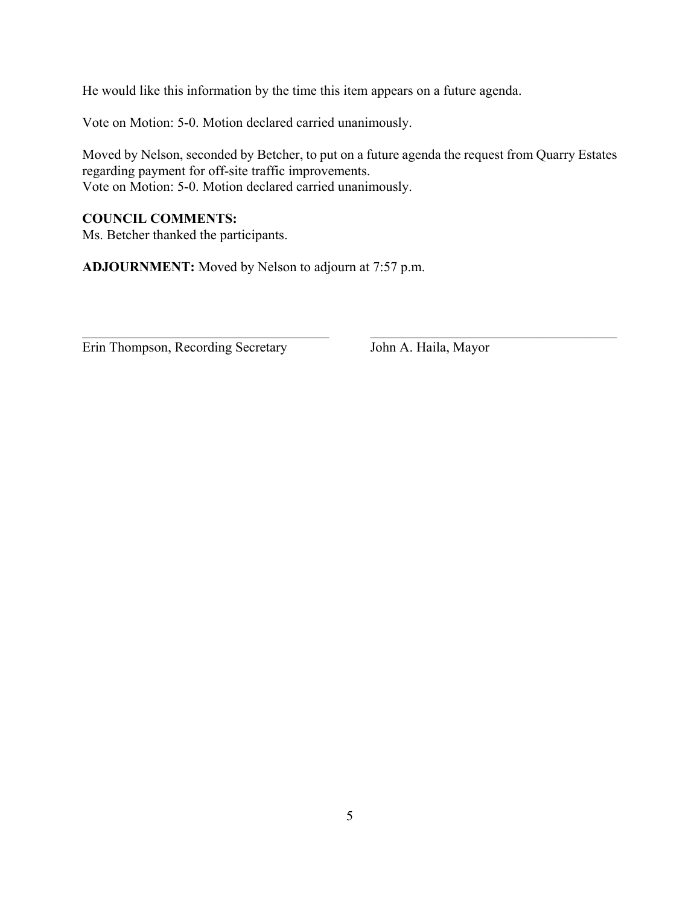He would like this information by the time this item appears on a future agenda.

Vote on Motion: 5-0. Motion declared carried unanimously.

Moved by Nelson, seconded by Betcher, to put on a future agenda the request from Quarry Estates regarding payment for off-site traffic improvements.
Vote on Motion: 5-0. Motion declared carried unanimously.

**COUNCIL COMMENTS:**
Ms. Betcher thanked the participants.

**ADJOURNMENT:** Moved by Nelson to adjourn at 7:57 p.m.

\_\_\_\_\_\_\_\_\_\_\_\_\_\_\_\_\_\_\_\_\_\_\_\_\_\_\_\_\_\_\_\_\_\_\_\_
Erin Thompson, Recording Secretary

\_\_\_\_\_\_\_\_\_\_\_\_\_\_\_\_\_\_\_\_\_\_\_\_\_\_\_\_\_\_\_\_\_\_\_\_
John A. Haila, Mayor